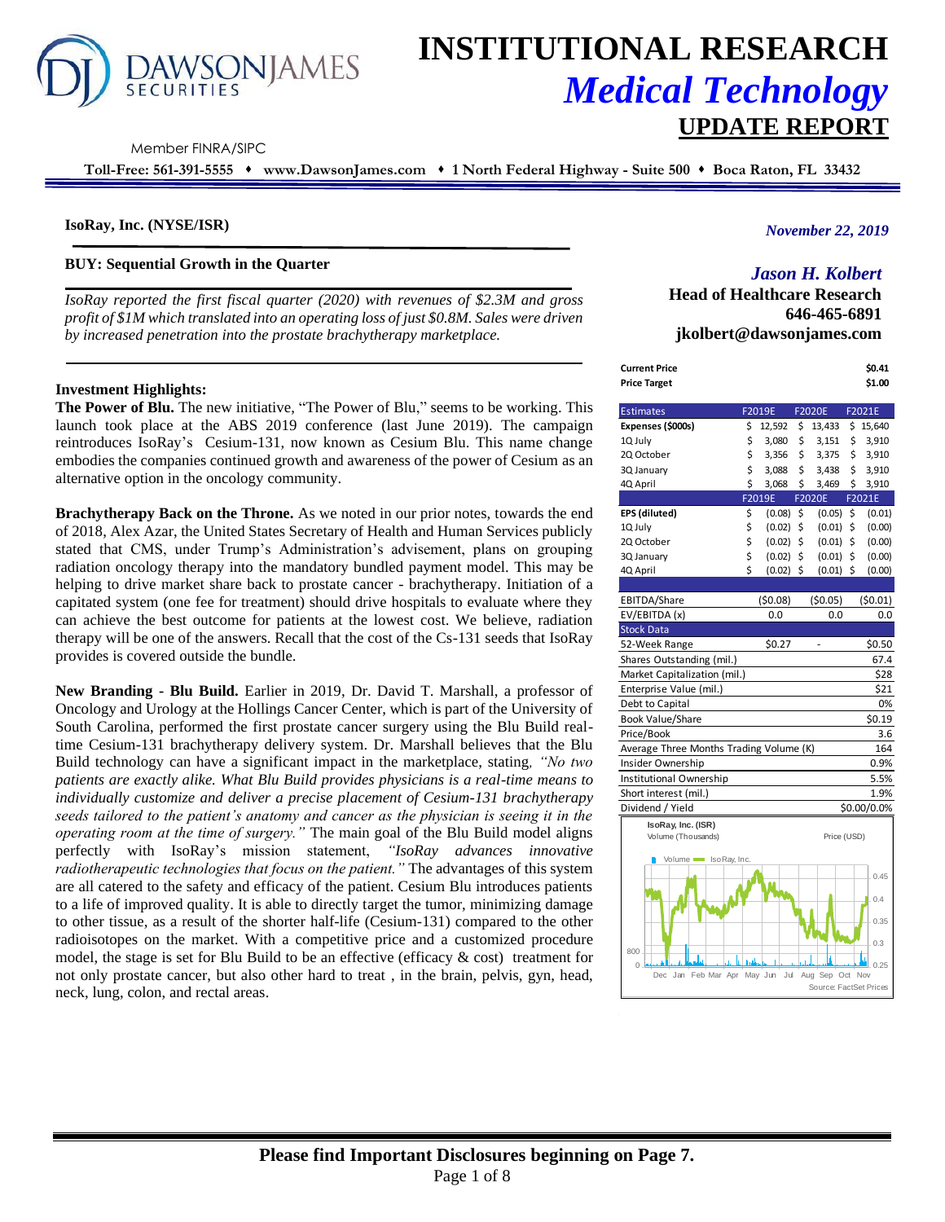# INSTITUTIONAL RESEARCH
## *Medical Technology*
## UPDATE REPORT

Member FINRA/SIPC

**Toll-Free: 561-391-5555 ♦ www.DawsonJames.com ♦ 1 North Federal Highway - Suite 500 ♦ Boca Raton, FL 33432**

**IsoRay, Inc. (NYSE/ISR)**

*November 22, 2019*

### BUY: Sequential Growth in the Quarter

*IsoRay reported the first fiscal quarter (2020) with revenues of $2.3M and gross profit of $1M which translated into an operating loss of just $0.8M. Sales were driven by increased penetration into the prostate brachytherapy marketplace.*

*Jason H. Kolbert*
**Head of Healthcare Research**
**646-465-6891**
**jkolbert@dawsonjames.com**

**Investment Highlights:**

**The Power of Blu.** The new initiative, "The Power of Blu," seems to be working. This launch took place at the ABS 2019 conference (last June 2019). The campaign reintroduces IsoRay's Cesium-131, now known as Cesium Blu. This name change embodies the companies continued growth and awareness of the power of Cesium as an alternative option in the oncology community.

**Brachytherapy Back on the Throne.** As we noted in our prior notes, towards the end of 2018, Alex Azar, the United States Secretary of Health and Human Services publicly stated that CMS, under Trump's Administration's advisement, plans on grouping radiation oncology therapy into the mandatory bundled payment model. This may be helping to drive market share back to prostate cancer - brachytherapy. Initiation of a capitated system (one fee for treatment) should drive hospitals to evaluate where they can achieve the best outcome for patients at the lowest cost. We believe, radiation therapy will be one of the answers. Recall that the cost of the Cs-131 seeds that IsoRay provides is covered outside the bundle.

**New Branding - Blu Build.** Earlier in 2019, Dr. David T. Marshall, a professor of Oncology and Urology at the Hollings Cancer Center, which is part of the University of South Carolina, performed the first prostate cancer surgery using the Blu Build real-time Cesium-131 brachytherapy delivery system. Dr. Marshall believes that the Blu Build technology can have a significant impact in the marketplace, stating, *"No two patients are exactly alike. What Blu Build provides physicians is a real-time means to individually customize and deliver a precise placement of Cesium-131 brachytherapy seeds tailored to the patient's anatomy and cancer as the physician is seeing it in the operating room at the time of surgery."* The main goal of the Blu Build model aligns perfectly with IsoRay's mission statement, *"IsoRay advances innovative radiotherapeutic technologies that focus on the patient."* The advantages of this system are all catered to the safety and efficacy of the patient. Cesium Blu introduces patients to a life of improved quality. It is able to directly target the tumor, minimizing damage to other tissue, as a result of the shorter half-life (Cesium-131) compared to the other radioisotopes on the market. With a competitive price and a customized procedure model, the stage is set for Blu Build to be an effective (efficacy & cost) treatment for not only prostate cancer, but also other hard to treat , in the brain, pelvis, gyn, head, neck, lung, colon, and rectal areas.

| | |
|---|---|
| **Current Price** | **$0.41** |
| **Price Target** | **$1.00** |

| Estimates | F2019E | F2020E | F2021E |
|---|---|---|---|
| **Expenses ($000s)** | $ 12,592 | $ 13,433 | $ 15,640 |
| 1Q July | $ 3,080 | $ 3,151 | $ 3,910 |
| 2Q October | $ 3,356 | $ 3,375 | $ 3,910 |
| 3Q January | $ 3,088 | $ 3,438 | $ 3,910 |
| 4Q April | $ 3,068 | $ 3,469 | $ 3,910 |
| | F2019E | F2020E | F2021E |
| **EPS (diluted)** | $ (0.08) | $ (0.05) | $ (0.01) |
| 1Q July | $ (0.02) | $ (0.01) | $ (0.00) |
| 2Q October | $ (0.02) | $ (0.01) | $ (0.00) |
| 3Q January | $ (0.02) | $ (0.01) | $ (0.00) |
| 4Q April | $ (0.02) | $ (0.01) | $ (0.00) |
| | | | |
| EBITDA/Share | ($0.08) | ($0.05) | ($0.01) |
| EV/EBITDA (x) | 0.0 | 0.0 | 0.0 |

| Stock Data | | | |
|---|---|---|---|
| 52-Week Range | $0.27 | - | $0.50 |
| Shares Outstanding (mil.) | | | 67.4 |
| Market Capitalization (mil.) | | | $28 |
| Enterprise Value (mil.) | | | $21 |
| Debt to Capital | | | 0% |
| Book Value/Share | | | $0.19 |
| Price/Book | | | 3.6 |
| Average Three Months Trading Volume (K) | | | 164 |
| Insider Ownership | | | 0.9% |
| Institutional Ownership | | | 5.5% |
| Short interest (mil.) | | | 1.9% |
| Dividend / Yield | | | $0.00/0.0% |

IsoRay, Inc. (ISR) — Volume (Thousands) / Price (USD)

Source: FactSet Prices

**Please find Important Disclosures beginning on Page 7.**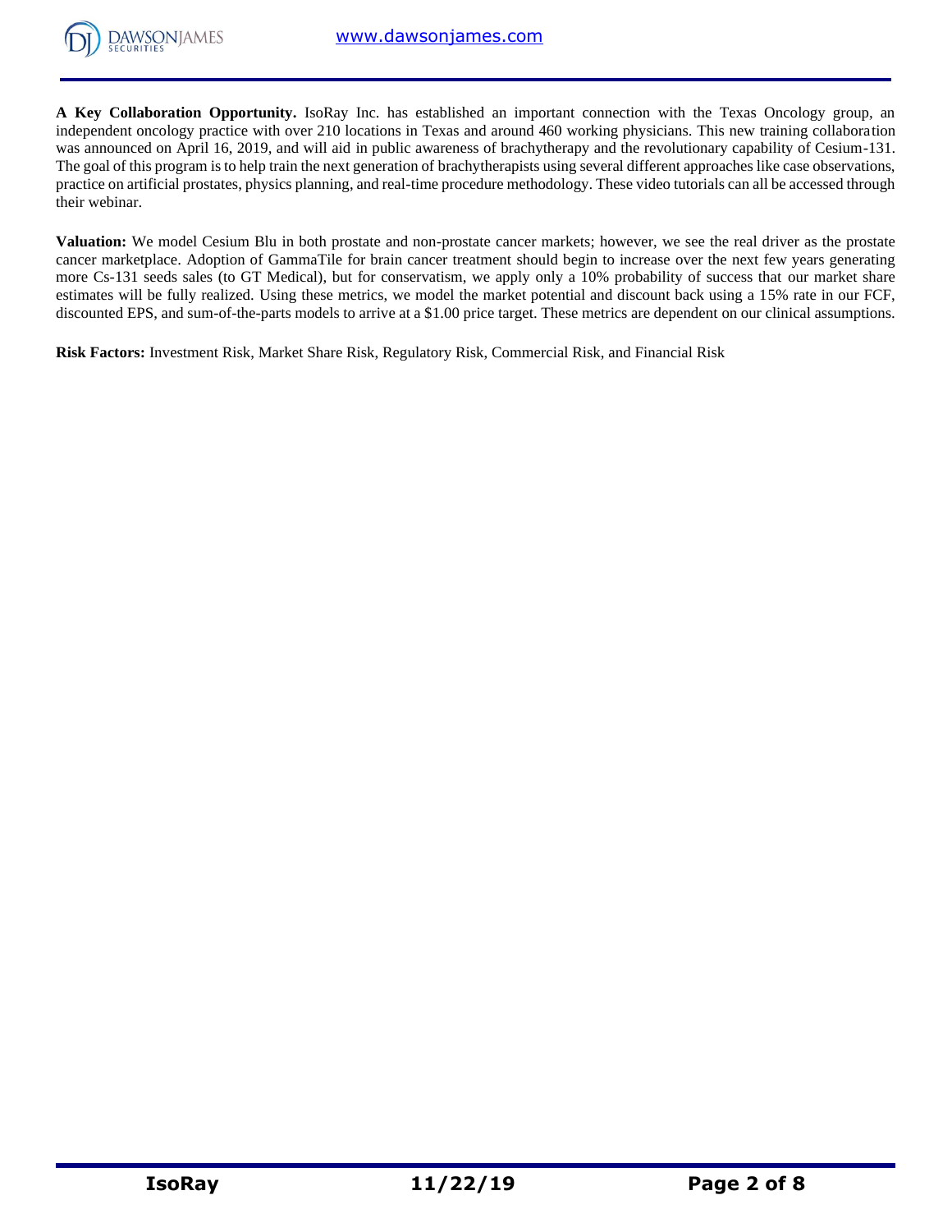**A Key Collaboration Opportunity.** IsoRay Inc. has established an important connection with the Texas Oncology group, an independent oncology practice with over 210 locations in Texas and around 460 working physicians. This new training collaboration was announced on April 16, 2019, and will aid in public awareness of brachytherapy and the revolutionary capability of Cesium-131. The goal of this program is to help train the next generation of brachytherapists using several different approaches like case observations, practice on artificial prostates, physics planning, and real-time procedure methodology. These video tutorials can all be accessed through their webinar.

**Valuation:** We model Cesium Blu in both prostate and non-prostate cancer markets; however, we see the real driver as the prostate cancer marketplace. Adoption of GammaTile for brain cancer treatment should begin to increase over the next few years generating more Cs-131 seeds sales (to GT Medical), but for conservatism, we apply only a 10% probability of success that our market share estimates will be fully realized. Using these metrics, we model the market potential and discount back using a 15% rate in our FCF, discounted EPS, and sum-of-the-parts models to arrive at a $1.00 price target. These metrics are dependent on our clinical assumptions.

**Risk Factors:** Investment Risk, Market Share Risk, Regulatory Risk, Commercial Risk, and Financial Risk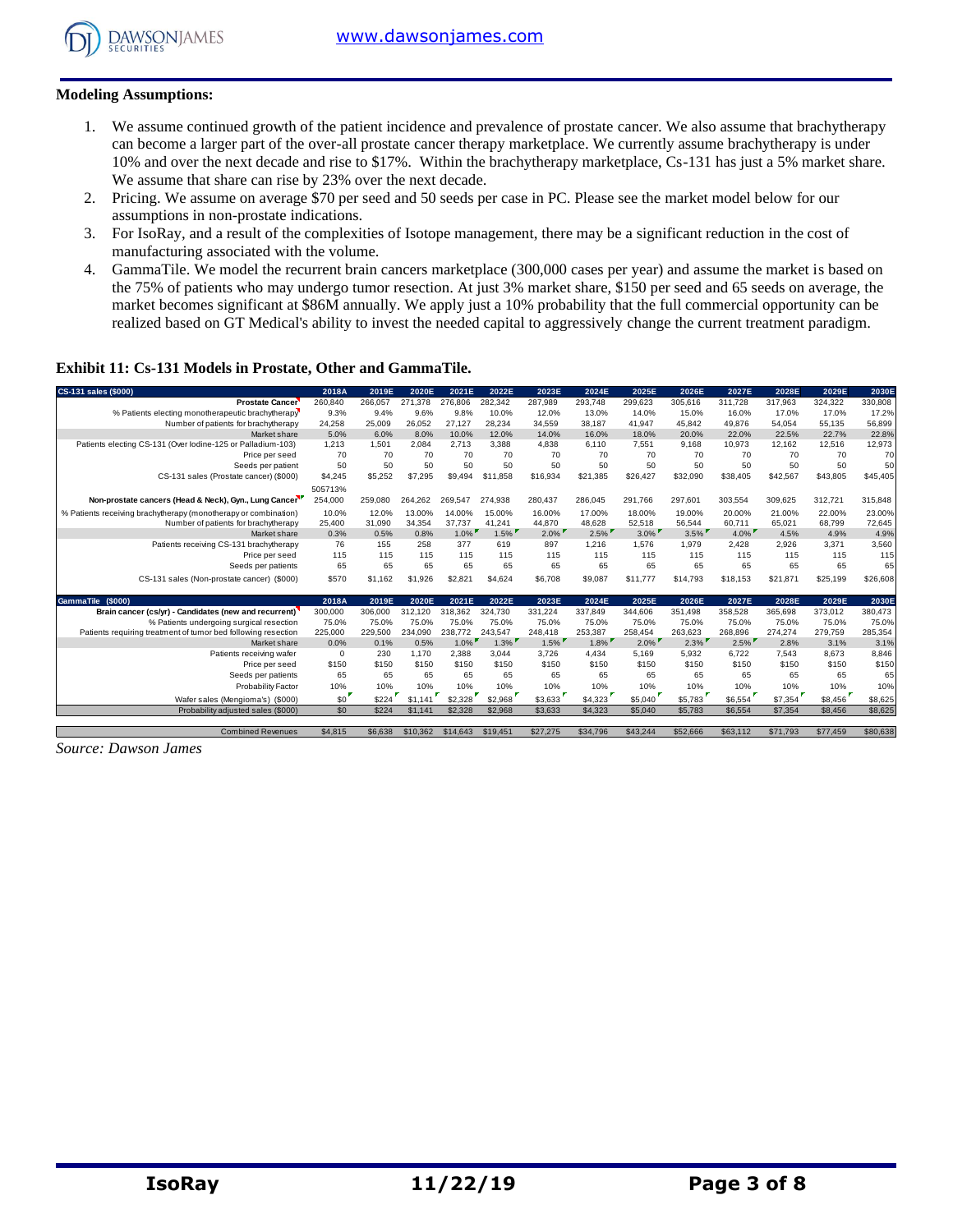**Modeling Assumptions:**

1. We assume continued growth of the patient incidence and prevalence of prostate cancer. We also assume that brachytherapy can become a larger part of the over-all prostate cancer therapy marketplace. We currently assume brachytherapy is under 10% and over the next decade and rise to $17%. Within the brachytherapy marketplace, Cs-131 has just a 5% market share. We assume that share can rise by 23% over the next decade.
2. Pricing. We assume on average $70 per seed and 50 seeds per case in PC. Please see the market model below for our assumptions in non-prostate indications.
3. For IsoRay, and a result of the complexities of Isotope management, there may be a significant reduction in the cost of manufacturing associated with the volume.
4. GammaTile. We model the recurrent brain cancers marketplace (300,000 cases per year) and assume the market is based on the 75% of patients who may undergo tumor resection. At just 3% market share, $150 per seed and 65 seeds on average, the market becomes significant at $86M annually. We apply just a 10% probability that the full commercial opportunity can be realized based on GT Medical's ability to invest the needed capital to aggressively change the current treatment paradigm.

**Exhibit 11: Cs-131 Models in Prostate, Other and GammaTile.**

| CS-131 sales ($000) | 2018A | 2019E | 2020E | 2021E | 2022E | 2023E | 2024E | 2025E | 2026E | 2027E | 2028E | 2029E | 2030E |
|---|---|---|---|---|---|---|---|---|---|---|---|---|---|
| **Prostate Cancer** | 260,840 | 266,057 | 271,378 | 276,806 | 282,342 | 287,989 | 293,748 | 299,623 | 305,616 | 311,728 | 317,963 | 324,322 | 330,808 |
| % Patients electing monotherapeutic brachytherapy | 9.3% | 9.4% | 9.6% | 9.8% | 10.0% | 12.0% | 13.0% | 14.0% | 15.0% | 16.0% | 17.0% | 17.0% | 17.2% |
| Number of patients for brachytherapy | 24,258 | 25,009 | 26,052 | 27,127 | 28,234 | 34,559 | 38,187 | 41,947 | 45,842 | 49,876 | 54,054 | 55,135 | 56,899 |
| Market share | 5.0% | 6.0% | 8.0% | 10.0% | 12.0% | 14.0% | 16.0% | 18.0% | 20.0% | 22.0% | 22.5% | 22.7% | 22.8% |
| Patients electing CS-131 (Over Iodine-125 or Palladium-103) | 1,213 | 1,501 | 2,084 | 2,713 | 3,388 | 4,838 | 6,110 | 7,551 | 9,168 | 10,973 | 12,162 | 12,516 | 12,973 |
| Price per seed | 70 | 70 | 70 | 70 | 70 | 70 | 70 | 70 | 70 | 70 | 70 | 70 | 70 |
| Seeds per patient | 50 | 50 | 50 | 50 | 50 | 50 | 50 | 50 | 50 | 50 | 50 | 50 | 50 |
| CS-131 sales (Prostate cancer) ($000) | $4,245 | $5,252 | $7,295 | $9,494 | $11,858 | $16,934 | $21,385 | $26,427 | $32,090 | $38,405 | $42,567 | $43,805 | $45,405 |
| | 505713% | | | | | | | | | | | | |
| **Non-prostate cancers (Head & Neck), Gyn., Lung Cancer** | 254,000 | 259,080 | 264,262 | 269,547 | 274,938 | 280,437 | 286,045 | 291,766 | 297,601 | 303,554 | 309,625 | 312,721 | 315,848 |
| % Patients receiving brachytherapy (monotherapy or combination) | 10.0% | 12.0% | 13.00% | 14.00% | 15.00% | 16.00% | 17.00% | 18.00% | 19.00% | 20.00% | 21.00% | 22.00% | 23.00% |
| Number of patients for brachytherapy | 25,400 | 31,090 | 34,354 | 37,737 | 41,241 | 44,870 | 48,628 | 52,518 | 56,544 | 60,711 | 65,021 | 68,799 | 72,645 |
| Market share | 0.3% | 0.5% | 0.8% | 1.0% | 1.5% | 2.0% | 2.5% | 3.0% | 3.5% | 4.0% | 4.5% | 4.9% | 4.9% |
| Patients receiving CS-131 brachytherapy | 76 | 155 | 258 | 377 | 619 | 897 | 1,216 | 1,576 | 1,979 | 2,428 | 2,926 | 3,371 | 3,560 |
| Price per seed | 115 | 115 | 115 | 115 | 115 | 115 | 115 | 115 | 115 | 115 | 115 | 115 | 115 |
| Seeds per patients | 65 | 65 | 65 | 65 | 65 | 65 | 65 | 65 | 65 | 65 | 65 | 65 | 65 |
| CS-131 sales (Non-prostate cancer) ($000) | $570 | $1,162 | $1,926 | $2,821 | $4,624 | $6,708 | $9,087 | $11,777 | $14,793 | $18,153 | $21,871 | $25,199 | $26,608 |
| | | | | | | | | | | | | | |
| **GammaTile ($000)** | **2018A** | **2019E** | **2020E** | **2021E** | **2022E** | **2023E** | **2024E** | **2025E** | **2026E** | **2027E** | **2028E** | **2029E** | **2030E** |
| **Brain cancer (cs/yr) - Candidates (new and recurrent)** | 300,000 | 306,000 | 312,120 | 318,362 | 324,730 | 331,224 | 337,849 | 344,606 | 351,498 | 358,528 | 365,698 | 373,012 | 380,473 |
| % Patients undergoing surgical resection | 75.0% | 75.0% | 75.0% | 75.0% | 75.0% | 75.0% | 75.0% | 75.0% | 75.0% | 75.0% | 75.0% | 75.0% | 75.0% |
| Patients requiring treatment of tumor bed following resection | 225,000 | 229,500 | 234,090 | 238,772 | 243,547 | 248,418 | 253,387 | 258,454 | 263,623 | 268,896 | 274,274 | 279,759 | 285,354 |
| Market share | 0.0% | 0.1% | 0.5% | 1.0% | 1.3% | 1.5% | 1.8% | 2.0% | 2.3% | 2.5% | 2.8% | 3.1% | 3.1% |
| Patients receiving wafer | 0 | 230 | 1,170 | 2,388 | 3,044 | 3,726 | 4,434 | 5,169 | 5,932 | 6,722 | 7,543 | 8,673 | 8,846 |
| Price per seed | $150 | $150 | $150 | $150 | $150 | $150 | $150 | $150 | $150 | $150 | $150 | $150 | $150 |
| Seeds per patients | 65 | 65 | 65 | 65 | 65 | 65 | 65 | 65 | 65 | 65 | 65 | 65 | 65 |
| Probability Factor | 10% | 10% | 10% | 10% | 10% | 10% | 10% | 10% | 10% | 10% | 10% | 10% | 10% |
| Wafer sales (Meningioma's) ($000) | $0 | $224 | $1,141 | $2,328 | $2,968 | $3,633 | $4,323 | $5,040 | $5,783 | $6,554 | $7,354 | $8,456 | $8,625 |
| Probability adjusted sales ($000) | $0 | $224 | $1,141 | $2,328 | $2,968 | $3,633 | $4,323 | $5,040 | $5,783 | $6,554 | $7,354 | $8,456 | $8,625 |
| | | | | | | | | | | | | | |
| Combined Revenues | $4,815 | $6,638 | $10,362 | $14,643 | $19,451 | $27,275 | $34,796 | $43,244 | $52,666 | $63,112 | $71,793 | $77,459 | $80,638 |

*Source: Dawson James*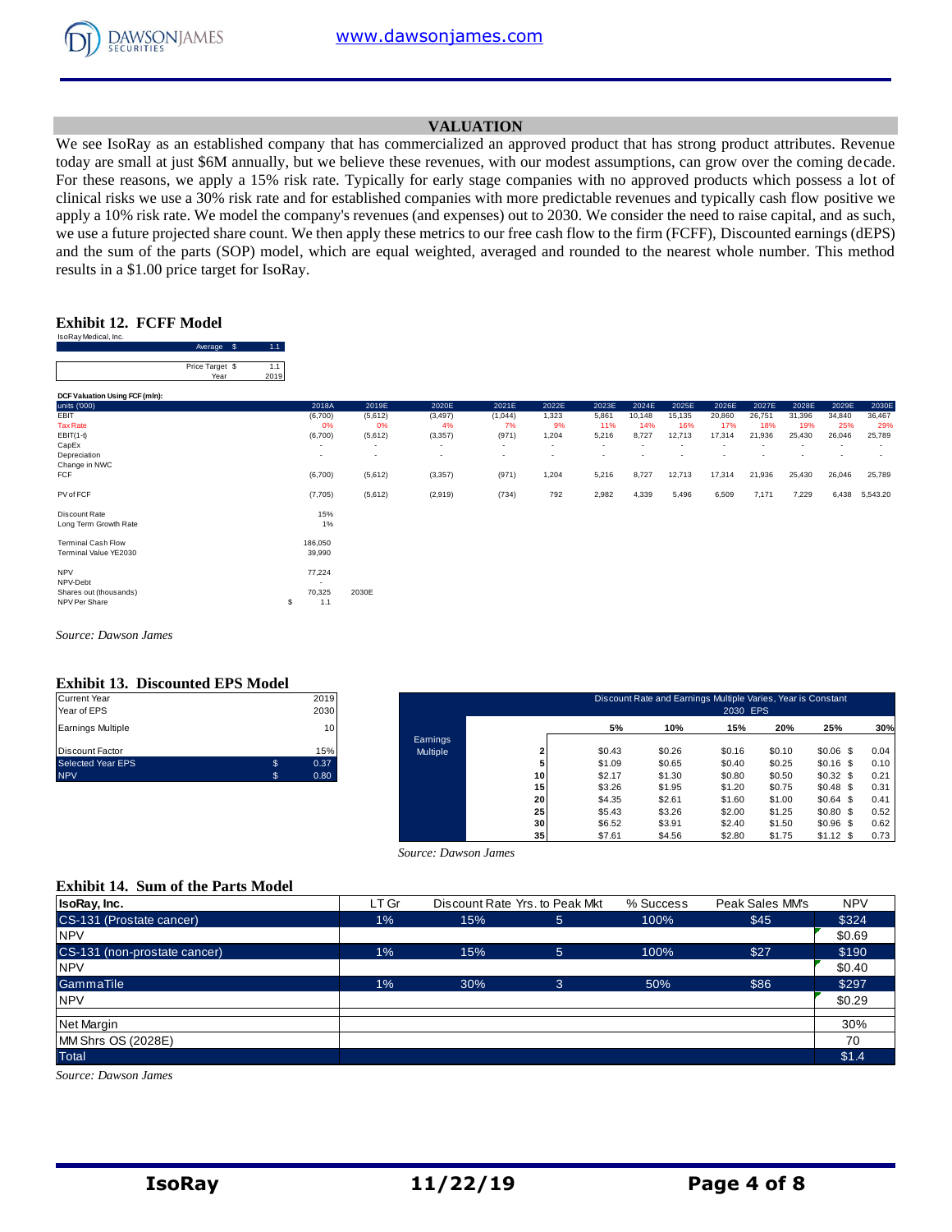## VALUATION

We see IsoRay as an established company that has commercialized an approved product that has strong product attributes. Revenue today are small at just $6M annually, but we believe these revenues, with our modest assumptions, can grow over the coming decade. For these reasons, we apply a 15% risk rate. Typically for early stage companies with no approved products which possess a lot of clinical risks we use a 30% risk rate and for established companies with more predictable revenues and typically cash flow positive we apply a 10% risk rate. We model the company's revenues (and expenses) out to 2030. We consider the need to raise capital, and as such, we use a future projected share count. We then apply these metrics to our free cash flow to the firm (FCFF), Discounted earnings (dEPS) and the sum of the parts (SOP) model, which are equal weighted, averaged and rounded to the nearest whole number. This method results in a $1.00 price target for IsoRay.

### Exhibit 12. FCFF Model

IsoRay Medical, Inc.

| | | |
|---|---|---|
| Average | $ | 1.1 |
| Price Target | $ | 1.1 |
| Year | | 2019 |

**DCF Valuation Using FCF (mln):**

| units ('000) | 2018A | 2019E | 2020E | 2021E | 2022E | 2023E | 2024E | 2025E | 2026E | 2027E | 2028E | 2029E | 2030E |
|---|---|---|---|---|---|---|---|---|---|---|---|---|---|
| EBIT | (6,700) | (5,612) | (3,497) | (1,044) | 1,323 | 5,861 | 10,148 | 15,135 | 20,860 | 26,751 | 31,396 | 34,840 | 36,467 |
| Tax Rate | 0% | 0% | 4% | 7% | 9% | 11% | 14% | 16% | 17% | 18% | 19% | 25% | 29% |
| EBIT(1-t) | (6,700) | (5,612) | (3,357) | (971) | 1,204 | 5,216 | 8,727 | 12,713 | 17,314 | 21,936 | 25,430 | 26,046 | 25,789 |
| CapEx | - | - | - | - | - | - | - | - | - | - | - | - | - |
| Depreciation | - | - | - | - | - | - | - | - | - | - | - | - | - |
| Change in NWC | | | | | | | | | | | | | |
| FCF | (6,700) | (5,612) | (3,357) | (971) | 1,204 | 5,216 | 8,727 | 12,713 | 17,314 | 21,936 | 25,430 | 26,046 | 25,789 |
| PV of FCF | (7,705) | (5,612) | (2,919) | (734) | 792 | 2,982 | 4,339 | 5,496 | 6,509 | 7,171 | 7,229 | 6,438 | 5,543.20 |

| | | |
|---|---|---|
| Discount Rate | 15% | |
| Long Term Growth Rate | 1% | |
| Terminal Cash Flow | 186,050 | |
| Terminal Value YE2030 | 39,990 | |
| NPV | 77,224 | |
| NPV-Debt | - | |
| Shares out (thousands) | 70,325 | 2030E |
| NPV Per Share | $ 1.1 | |

*Source: Dawson James*

### Exhibit 13. Discounted EPS Model

| | | |
|---|---|---|
| Current Year | | 2019 |
| Year of EPS | | 2030 |
| Earnings Multiple | | 10 |
| Discount Factor | | 15% |
| Selected Year EPS | $ | 0.37 |
| NPV | $ | 0.80 |

Discount Rate and Earnings Multiple Varies, Year is Constant — 2030 EPS

| Earnings Multiple | 5% | 10% | 15% | 20% | 25% | 30% |
|---|---|---|---|---|---|---|
| 2 | $0.43 | $0.26 | $0.16 | $0.10 | $0.06 | $ 0.04 |
| 5 | $1.09 | $0.65 | $0.40 | $0.25 | $0.16 | $ 0.10 |
| 10 | $2.17 | $1.30 | $0.80 | $0.50 | $0.32 | $ 0.21 |
| 15 | $3.26 | $1.95 | $1.20 | $0.75 | $0.48 | $ 0.31 |
| 20 | $4.35 | $2.61 | $1.60 | $1.00 | $0.64 | $ 0.41 |
| 25 | $5.43 | $3.26 | $2.00 | $1.25 | $0.80 | $ 0.52 |
| 30 | $6.52 | $3.91 | $2.40 | $1.50 | $0.96 | $ 0.62 |
| 35 | $7.61 | $4.56 | $2.80 | $1.75 | $1.12 | $ 0.73 |

*Source: Dawson James*

### Exhibit 14. Sum of the Parts Model

| IsoRay, Inc. | LT Gr | Discount Rate | Yrs. to Peak Mkt | % Success | Peak Sales MM's | NPV |
|---|---|---|---|---|---|---|
| CS-131 (Prostate cancer) | 1% | 15% | 5 | 100% | $45 | $324 |
| NPV | | | | | | $0.69 |
| CS-131 (non-prostate cancer) | 1% | 15% | 5 | 100% | $27 | $190 |
| NPV | | | | | | $0.40 |
| GammaTile | 1% | 30% | 3 | 50% | $86 | $297 |
| NPV | | | | | | $0.29 |
| Net Margin | | | | | | 30% |
| MM Shrs OS (2028E) | | | | | | 70 |
| Total | | | | | | $1.4 |

*Source: Dawson James*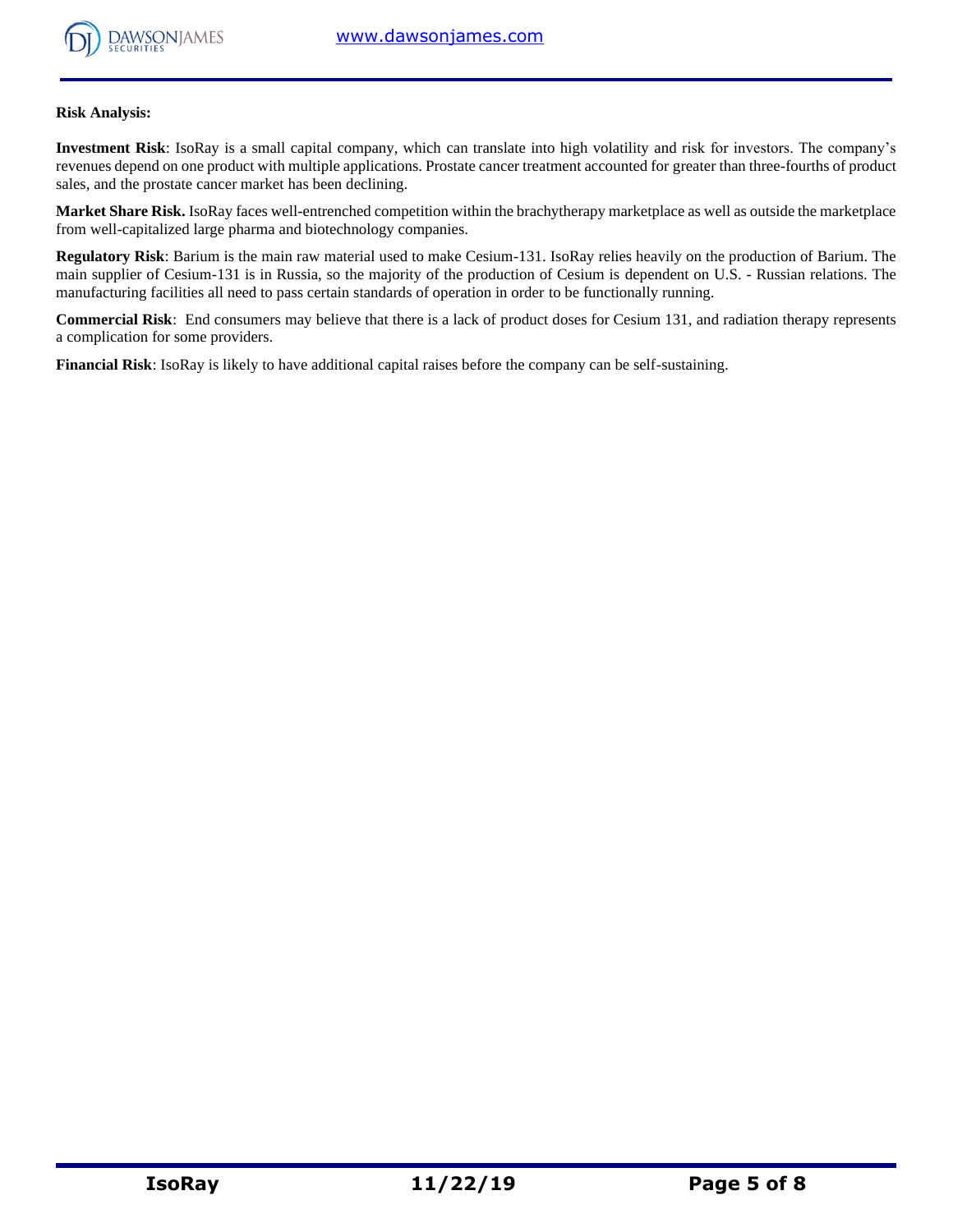**Risk Analysis:**

**Investment Risk**: IsoRay is a small capital company, which can translate into high volatility and risk for investors. The company's revenues depend on one product with multiple applications. Prostate cancer treatment accounted for greater than three-fourths of product sales, and the prostate cancer market has been declining.

**Market Share Risk.** IsoRay faces well-entrenched competition within the brachytherapy marketplace as well as outside the marketplace from well-capitalized large pharma and biotechnology companies.

**Regulatory Risk**: Barium is the main raw material used to make Cesium-131. IsoRay relies heavily on the production of Barium. The main supplier of Cesium-131 is in Russia, so the majority of the production of Cesium is dependent on U.S. - Russian relations. The manufacturing facilities all need to pass certain standards of operation in order to be functionally running.

**Commercial Risk**: End consumers may believe that there is a lack of product doses for Cesium 131, and radiation therapy represents a complication for some providers.

**Financial Risk**: IsoRay is likely to have additional capital raises before the company can be self-sustaining.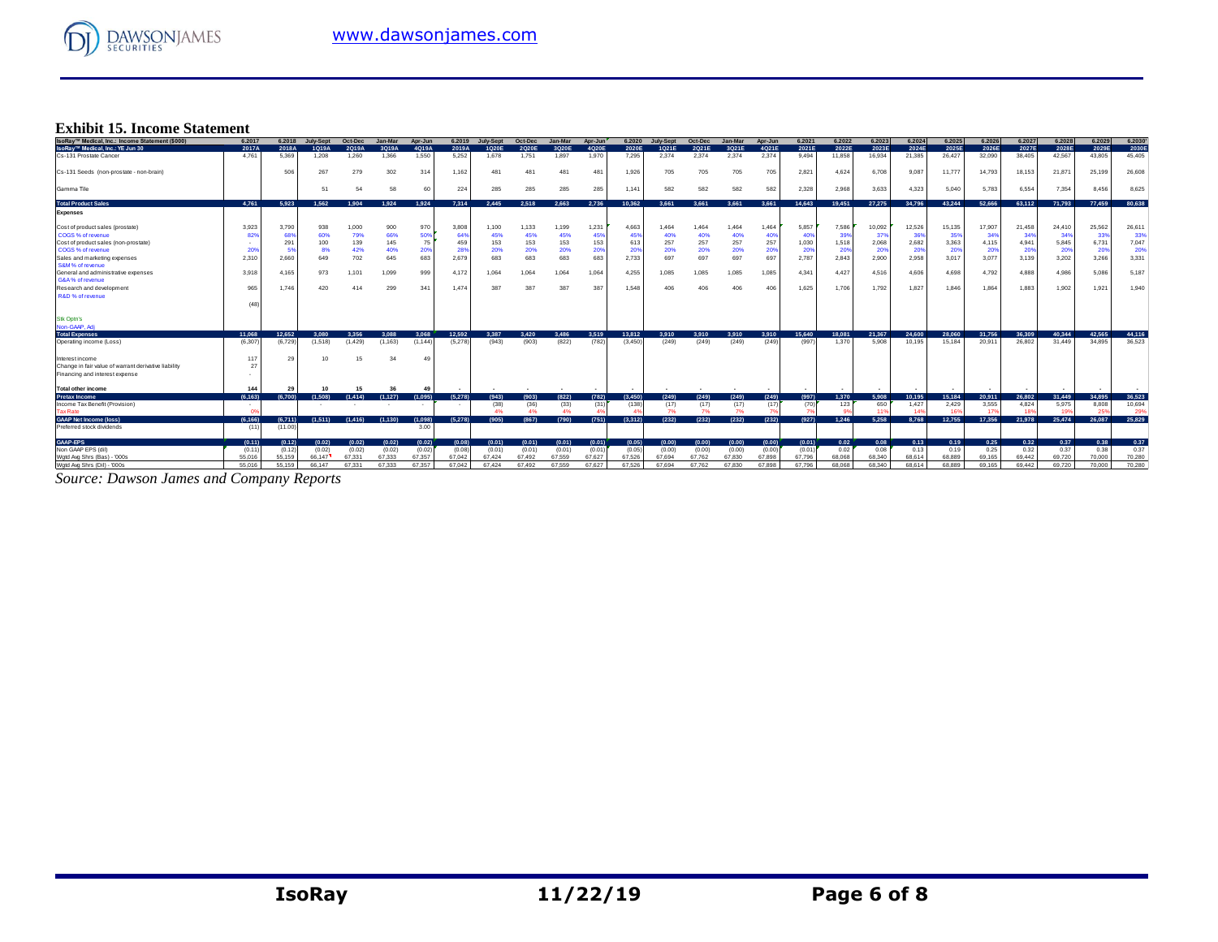## Exhibit 15. Income Statement

| IsoRay™ Medical, Inc.: Income Statement ($000) | 6.2017 | 6.2018 | July-Sept | Oct-Dec | Jan-Mar | Apr-Jun | 6.2019 | July-Sept | Oct-Dec | Jan-Mar | Apr-Jun | 6.2020 | July-Sept | Oct-Dec | Jan-Mar | Apr-Jun | 6.2021 | 6.2022 | 6.2023 | 6.2024 | 6.2025 | 6.2026 | 6.2027 | 6.2028 | 6.2029 | 6.2030 |
|---|---|---|---|---|---|---|---|---|---|---|---|---|---|---|---|---|---|---|---|---|---|---|---|---|---|---|
| IsoRay™ Medical, Inc.: YE Jun 30 | 2017A | 2018A | 1Q19A | 2Q19A | 3Q19A | 4Q19A | 2019A | 1Q20E | 2Q20E | 3Q20E | 4Q20E | 2020E | 1Q21E | 2Q21E | 3Q21E | 4Q21E | 2021E | 2022E | 2023E | 2024E | 2025E | 2026E | 2027E | 2028E | 2029E | 2030E |
| Cs-131 Prostate Cancer | 4,761 | 5,369 | 1,208 | 1,260 | 1,366 | 1,550 | 5,252 | 1,678 | 1,751 | 1,897 | 1,970 | 7,295 | 2,374 | 2,374 | 2,374 | 2,374 | 9,494 | 11,858 | 16,934 | 21,385 | 26,427 | 32,090 | 38,405 | 42,567 | 43,805 | 45,405 |
| Cs-131 Seeds (non-prostate - non-brain) | | 506 | 267 | 279 | 302 | 314 | 1,162 | 481 | 481 | 481 | 481 | 1,926 | 705 | 705 | 705 | 705 | 2,821 | 4,624 | 6,708 | 9,087 | 11,777 | 14,793 | 18,153 | 21,871 | 25,199 | 26,608 |
| Gamma Tile | | | 51 | 54 | 58 | 60 | 224 | 285 | 285 | 285 | 285 | 1,141 | 582 | 582 | 582 | 582 | 2,328 | 2,968 | 3,633 | 4,323 | 5,040 | 5,783 | 6,554 | 7,354 | 8,456 | 8,625 |
| **Total Product Sales** | 4,761 | 5,923 | 1,562 | 1,904 | 1,924 | 1,924 | 7,314 | 2,445 | 2,518 | 2,663 | 2,736 | 10,362 | 3,661 | 3,661 | 3,661 | 3,661 | 14,643 | 19,451 | 27,275 | 34,796 | 43,244 | 52,666 | 63,112 | 71,793 | 77,459 | 80,638 |
| **Expenses** | | | | | | | | | | | | | | | | | | | | | | | | | | |
| Cost of product sales (prostate) | 3,923 | 3,790 | 938 | 1,000 | 900 | 970 | 3,808 | 1,100 | 1,133 | 1,199 | 1,231 | 4,663 | 1,464 | 1,464 | 1,464 | 1,464 | 5,857 | 7,586 | 10,092 | 12,526 | 15,135 | 17,907 | 21,458 | 24,410 | 25,562 | 26,611 |
| COGS % of revenue | 82% | 68% | 60% | 79% | 66% | 50% | 64% | 45% | 45% | 45% | 45% | 45% | 40% | 40% | 40% | 40% | 40% | 39% | 37% | 36% | 35% | 34% | 34% | 34% | 33% | 33% |
| Cost of product sales (non-prostate) | - | 291 | 100 | 139 | 145 | 75 | 459 | 153 | 153 | 153 | 153 | 613 | 257 | 257 | 257 | 257 | 1,030 | 1,518 | 2,068 | 2,682 | 3,363 | 4,115 | 4,941 | 5,845 | 6,731 | 7,047 |
| COGS % of revenue | 20% | 5% | 8% | 42% | 40% | 20% | 28% | 20% | 20% | 20% | 20% | 20% | 20% | 20% | 20% | 20% | 20% | 20% | 20% | 20% | 20% | 20% | 20% | 20% | 20% | 20% |
| Sales and marketing expenses | 2,310 | 2,660 | 649 | 702 | 645 | 683 | 2,679 | 683 | 683 | 683 | 683 | 2,733 | 697 | 697 | 697 | 697 | 2,787 | 2,843 | 2,900 | 2,958 | 3,017 | 3,077 | 3,139 | 3,202 | 3,266 | 3,331 |
| S&M % of revenue | | | | | | | | | | | | | | | | | | | | | | | | | | |
| General and administrative expenses | 3,918 | 4,165 | 973 | 1,101 | 1,099 | 999 | 4,172 | 1,064 | 1,064 | 1,064 | 1,064 | 4,255 | 1,085 | 1,085 | 1,085 | 1,085 | 4,341 | 4,427 | 4,516 | 4,606 | 4,698 | 4,792 | 4,888 | 4,986 | 5,086 | 5,187 |
| G&A % of revenue | | | | | | | | | | | | | | | | | | | | | | | | | | |
| Research and development | 965 | 1,746 | 420 | 414 | 299 | 341 | 1,474 | 387 | 387 | 387 | 387 | 1,548 | 406 | 406 | 406 | 406 | 1,625 | 1,706 | 1,792 | 1,827 | 1,846 | 1,864 | 1,883 | 1,902 | 1,921 | 1,940 |
| R&D % of revenue | | | | | | | | | | | | | | | | | | | | | | | | | | |
| | (48) | | | | | | | | | | | | | | | | | | | | | | | | | |
| Stk Optn's | | | | | | | | | | | | | | | | | | | | | | | | | | |
| Non-GAAP, Adj | | | | | | | | | | | | | | | | | | | | | | | | | | |
| **Total Expenses** | 11,068 | 12,652 | 3,080 | 3,356 | 3,088 | 3,068 | 12,592 | 3,387 | 3,420 | 3,486 | 3,519 | 13,812 | 3,910 | 3,910 | 3,910 | 3,910 | 15,640 | 18,081 | 21,367 | 24,600 | 28,060 | 31,756 | 36,309 | 40,344 | 42,565 | 44,116 |
| Operating income (Loss) | (6,307) | (6,729) | (1,518) | (1,429) | (1,163) | (1,144) | (5,278) | (943) | (903) | (822) | (782) | (3,450) | (249) | (249) | (249) | (249) | (997) | 1,370 | 5,908 | 10,195 | 15,184 | 20,911 | 26,802 | 31,449 | 34,895 | 36,523 |
| Interest income | 117 | 29 | 10 | 15 | 34 | 49 | | | | | | | | | | | | | | | | | | | | |
| Change in fair value of warrant derivative liability | 27 | | | | | | | | | | | | | | | | | | | | | | | | | |
| Financing and interest expense | - | | | | | | | | | | | | | | | | | | | | | | | | | |
| **Total other income** | 144 | 29 | 10 | 15 | 36 | 49 | - | - | - | - | - | - | - | - | - | - | - | - | - | - | - | - | - | - | - | - |
| **Pretax Income** | (6,163) | (6,700) | (1,508) | (1,414) | (1,127) | (1,095) | (5,278) | (943) | (903) | (822) | (782) | (3,450) | (249) | (249) | (249) | (249) | (997) | 1,370 | 5,908 | 10,195 | 15,184 | 20,911 | 26,802 | 31,449 | 34,895 | 36,523 |
| Income Tax Benefit (Provision) | - | | - | - | - | - | - | (38) | (36) | (33) | (31) | (138) | (17) | (17) | (17) | (17) | (70) | 123 | 650 | 1,427 | 2,429 | 3,555 | 4,824 | 5,975 | 8,808 | 10,694 |
| Tax Rate | 0% | | | | | | | 4% | 4% | 4% | 4% | 4% | 7% | 7% | 7% | 7% | 7% | 9% | 11% | 14% | 16% | 17% | 18% | 19% | 25% | 29% |
| **GAAP Net Income (loss)** | (6,166) | (6,711) | (1,511) | (1,416) | (1,130) | (1,098) | (5,278) | (905) | (867) | (790) | (751) | (3,312) | (232) | (232) | (232) | (232) | (927) | 1,246 | 5,258 | 8,768 | 12,755 | 17,356 | 21,978 | 25,474 | 26,087 | 25,829 |
| Preferred stock dividends | (11) | (11.00) | | | | 3.00 | | | | | | | | | | | | | | | | | | | | |
| **GAAP-EPS** | (0.11) | (0.12) | (0.02) | (0.02) | (0.02) | (0.02) | (0.08) | (0.01) | (0.01) | (0.01) | (0.01) | (0.05) | (0.00) | (0.00) | (0.00) | (0.00) | (0.01) | 0.02 | 0.08 | 0.13 | 0.19 | 0.25 | 0.32 | 0.37 | 0.38 | 0.37 |
| Non GAAP EPS (dil) | (0.11) | (0.12) | (0.02) | (0.02) | (0.02) | (0.02) | (0.08) | (0.01) | (0.01) | (0.01) | (0.01) | (0.05) | (0.00) | (0.00) | (0.00) | (0.00) | (0.01) | 0.02 | 0.08 | 0.13 | 0.19 | 0.25 | 0.32 | 0.37 | 0.38 | 0.37 |
| Wgtd Avg Shrs (Bas) - '000s | 55,016 | 55,159 | 66,147 | 67,331 | 67,333 | 67,357 | 67,042 | 67,424 | 67,492 | 67,559 | 67,627 | 67,526 | 67,694 | 67,762 | 67,830 | 67,898 | 67,796 | 68,068 | 68,340 | 68,614 | 68,889 | 69,165 | 69,442 | 69,720 | 70,000 | 70,280 |
| Wgtd Avg Shrs (Dil) - '000s | 55,016 | 55,159 | 66,147 | 67,331 | 67,333 | 67,357 | 67,042 | 67,424 | 67,492 | 67,559 | 67,627 | 67,526 | 67,694 | 67,762 | 67,830 | 67,898 | 67,796 | 68,068 | 68,340 | 68,614 | 68,889 | 69,165 | 69,442 | 69,720 | 70,000 | 70,280 |

*Source: Dawson James and Company Reports*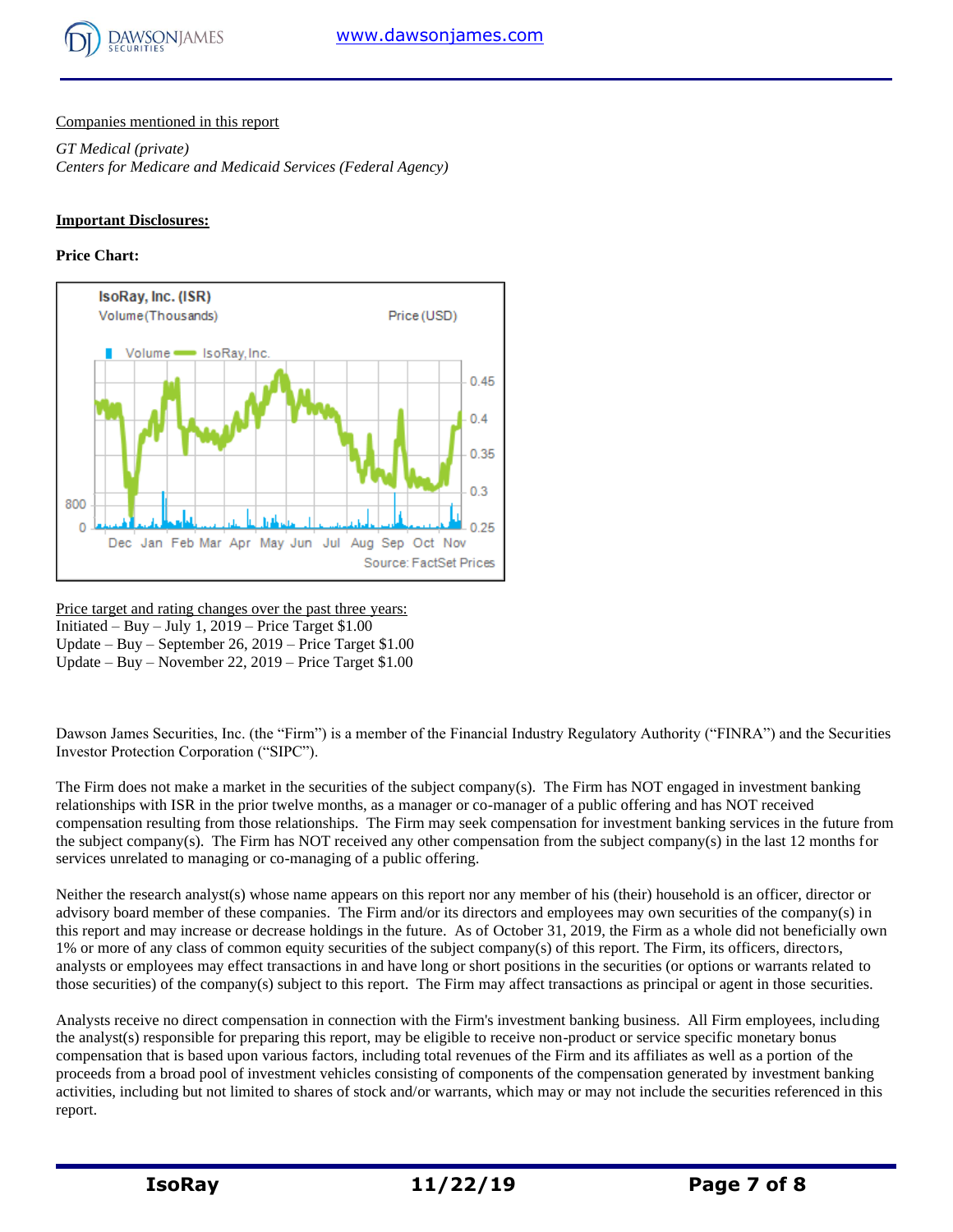Companies mentioned in this report

*GT Medical (private)*
*Centers for Medicare and Medicaid Services (Federal Agency)*

**Important Disclosures:**

**Price Chart:**

Price target and rating changes over the past three years:
Initiated – Buy – July 1, 2019 – Price Target $1.00
Update – Buy – September 26, 2019 – Price Target $1.00
Update – Buy – November 22, 2019 – Price Target $1.00

Dawson James Securities, Inc. (the "Firm") is a member of the Financial Industry Regulatory Authority ("FINRA") and the Securities Investor Protection Corporation ("SIPC").

The Firm does not make a market in the securities of the subject company(s). The Firm has NOT engaged in investment banking relationships with ISR in the prior twelve months, as a manager or co-manager of a public offering and has NOT received compensation resulting from those relationships. The Firm may seek compensation for investment banking services in the future from the subject company(s). The Firm has NOT received any other compensation from the subject company(s) in the last 12 months for services unrelated to managing or co-managing of a public offering.

Neither the research analyst(s) whose name appears on this report nor any member of his (their) household is an officer, director or advisory board member of these companies. The Firm and/or its directors and employees may own securities of the company(s) in this report and may increase or decrease holdings in the future. As of October 31, 2019, the Firm as a whole did not beneficially own 1% or more of any class of common equity securities of the subject company(s) of this report. The Firm, its officers, directors, analysts or employees may effect transactions in and have long or short positions in the securities (or options or warrants related to those securities) of the company(s) subject to this report. The Firm may affect transactions as principal or agent in those securities.

Analysts receive no direct compensation in connection with the Firm's investment banking business. All Firm employees, including the analyst(s) responsible for preparing this report, may be eligible to receive non-product or service specific monetary bonus compensation that is based upon various factors, including total revenues of the Firm and its affiliates as well as a portion of the proceeds from a broad pool of investment vehicles consisting of components of the compensation generated by investment banking activities, including but not limited to shares of stock and/or warrants, which may or may not include the securities referenced in this report.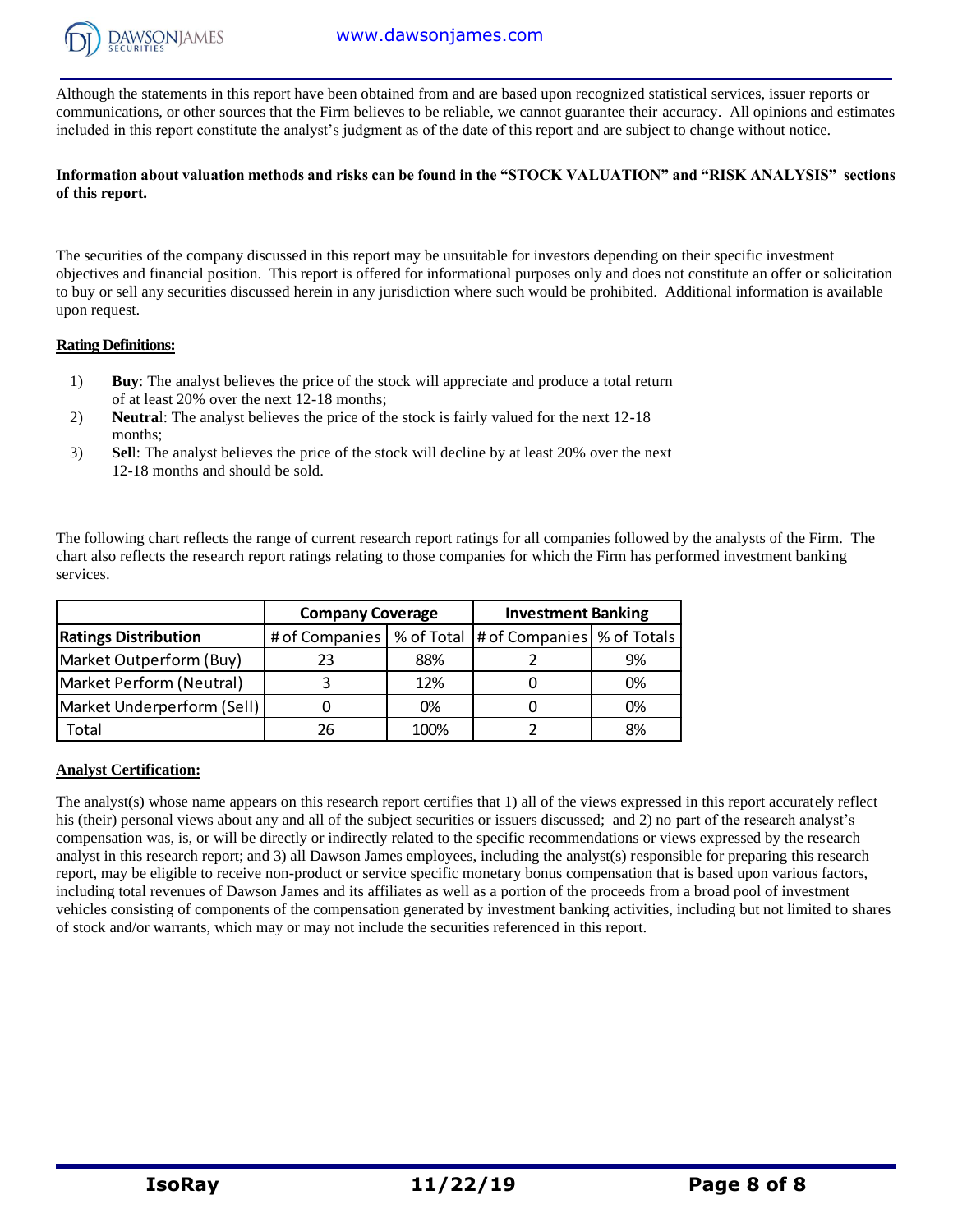Although the statements in this report have been obtained from and are based upon recognized statistical services, issuer reports or communications, or other sources that the Firm believes to be reliable, we cannot guarantee their accuracy. All opinions and estimates included in this report constitute the analyst's judgment as of the date of this report and are subject to change without notice.

**Information about valuation methods and risks can be found in the "STOCK VALUATION" and "RISK ANALYSIS" sections of this report.**

The securities of the company discussed in this report may be unsuitable for investors depending on their specific investment objectives and financial position. This report is offered for informational purposes only and does not constitute an offer or solicitation to buy or sell any securities discussed herein in any jurisdiction where such would be prohibited. Additional information is available upon request.

**Rating Definitions:**

1) **Buy**: The analyst believes the price of the stock will appreciate and produce a total return of at least 20% over the next 12-18 months;
2) **Neutral**: The analyst believes the price of the stock is fairly valued for the next 12-18 months;
3) **Sell**: The analyst believes the price of the stock will decline by at least 20% over the next 12-18 months and should be sold.

The following chart reflects the range of current research report ratings for all companies followed by the analysts of the Firm. The chart also reflects the research report ratings relating to those companies for which the Firm has performed investment banking services.

| | Company Coverage | | Investment Banking | |
|---|---|---|---|---|
| **Ratings Distribution** | # of Companies | % of Total | # of Companies | % of Totals |
| Market Outperform (Buy) | 23 | 88% | 2 | 9% |
| Market Perform (Neutral) | 3 | 12% | 0 | 0% |
| Market Underperform (Sell) | 0 | 0% | 0 | 0% |
| Total | 26 | 100% | 2 | 8% |

**Analyst Certification:**

The analyst(s) whose name appears on this research report certifies that 1) all of the views expressed in this report accurately reflect his (their) personal views about any and all of the subject securities or issuers discussed; and 2) no part of the research analyst's compensation was, is, or will be directly or indirectly related to the specific recommendations or views expressed by the research analyst in this research report; and 3) all Dawson James employees, including the analyst(s) responsible for preparing this research report, may be eligible to receive non-product or service specific monetary bonus compensation that is based upon various factors, including total revenues of Dawson James and its affiliates as well as a portion of the proceeds from a broad pool of investment vehicles consisting of components of the compensation generated by investment banking activities, including but not limited to shares of stock and/or warrants, which may or may not include the securities referenced in this report.